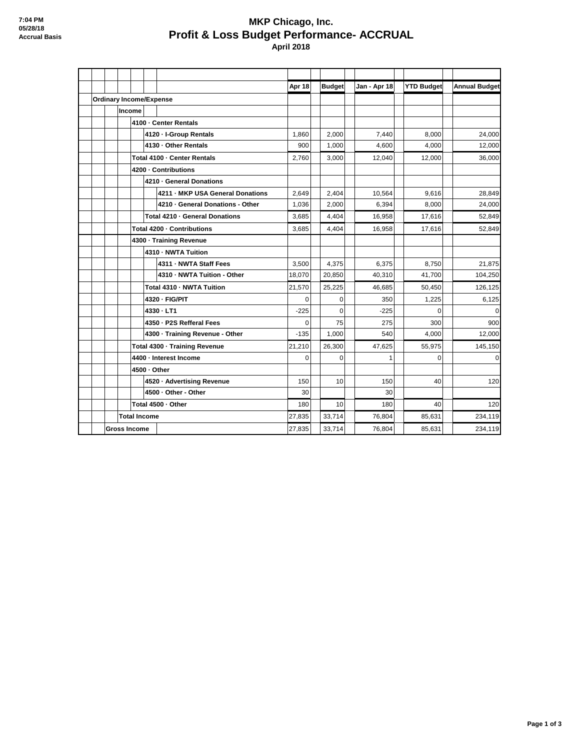7:04 PM
05/28/18
Accrual Basis

# MKP Chicago, Inc.
## Profit & Loss Budget Performance- ACCRUAL
### April 2018

| | Apr 18 | Budget | Jan - Apr 18 | YTD Budget | Annual Budget |
|---|---|---|---|---|---|
| **Ordinary Income/Expense** | | | | | |
| **Income** | | | | | |
| **4100 · Center Rentals** | | | | | |
| **4120 · I-Group Rentals** | 1,860 | 2,000 | 7,440 | 8,000 | 24,000 |
| **4130 · Other Rentals** | 900 | 1,000 | 4,600 | 4,000 | 12,000 |
| **Total 4100 · Center Rentals** | 2,760 | 3,000 | 12,040 | 12,000 | 36,000 |
| **4200 · Contributions** | | | | | |
| **4210 · General Donations** | | | | | |
| **4211 · MKP USA General Donations** | 2,649 | 2,404 | 10,564 | 9,616 | 28,849 |
| **4210 · General Donations - Other** | 1,036 | 2,000 | 6,394 | 8,000 | 24,000 |
| **Total 4210 · General Donations** | 3,685 | 4,404 | 16,958 | 17,616 | 52,849 |
| **Total 4200 · Contributions** | 3,685 | 4,404 | 16,958 | 17,616 | 52,849 |
| **4300 · Training Revenue** | | | | | |
| **4310 · NWTA Tuition** | | | | | |
| **4311 · NWTA Staff Fees** | 3,500 | 4,375 | 6,375 | 8,750 | 21,875 |
| **4310 · NWTA Tuition - Other** | 18,070 | 20,850 | 40,310 | 41,700 | 104,250 |
| **Total 4310 · NWTA Tuition** | 21,570 | 25,225 | 46,685 | 50,450 | 126,125 |
| **4320 · FIG/PIT** | 0 | 0 | 350 | 1,225 | 6,125 |
| **4330 · LT1** | -225 | 0 | -225 | 0 | 0 |
| **4350 · P2S Refferal Fees** | 0 | 75 | 275 | 300 | 900 |
| **4300 · Training Revenue - Other** | -135 | 1,000 | 540 | 4,000 | 12,000 |
| **Total 4300 · Training Revenue** | 21,210 | 26,300 | 47,625 | 55,975 | 145,150 |
| **4400 · Interest Income** | 0 | 0 | 1 | 0 | 0 |
| **4500 · Other** | | | | | |
| **4520 · Advertising Revenue** | 150 | 10 | 150 | 40 | 120 |
| **4500 · Other - Other** | 30 | | 30 | | |
| **Total 4500 · Other** | 180 | 10 | 180 | 40 | 120 |
| **Total Income** | 27,835 | 33,714 | 76,804 | 85,631 | 234,119 |
| **Gross Income** | 27,835 | 33,714 | 76,804 | 85,631 | 234,119 |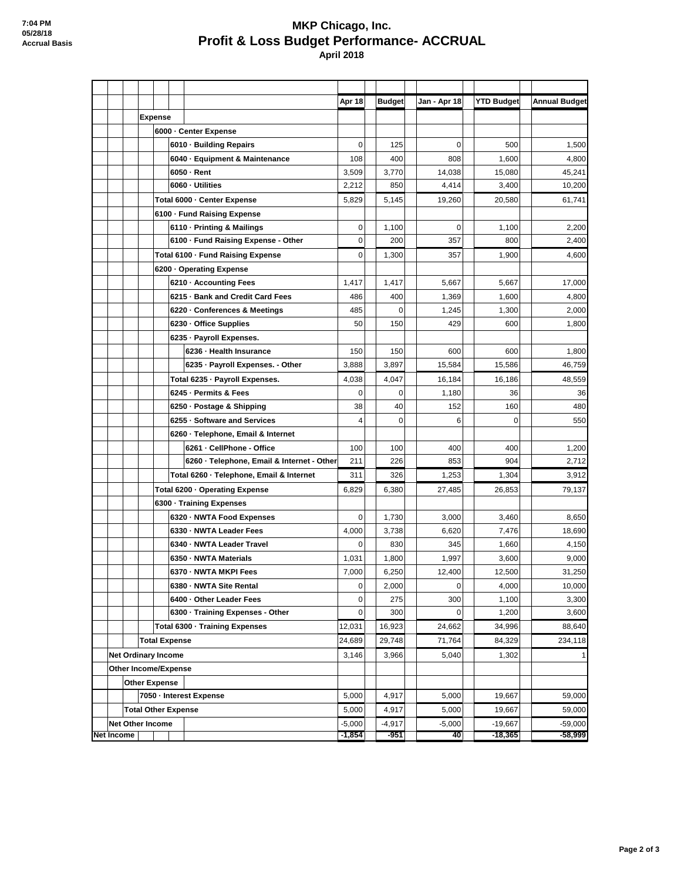# MKP Chicago, Inc.

## Profit & Loss Budget Performance- ACCRUAL

### April 2018

7:04 PM
05/28/18
Accrual Basis

| | Apr 18 | Budget | Jan - Apr 18 | YTD Budget | Annual Budget |
|---|---|---|---|---|---|
| **Expense** | | | | | |
| **6000 · Center Expense** | | | | | |
| 6010 · Building Repairs | 0 | 125 | 0 | 500 | 1,500 |
| 6040 · Equipment & Maintenance | 108 | 400 | 808 | 1,600 | 4,800 |
| 6050 · Rent | 3,509 | 3,770 | 14,038 | 15,080 | 45,241 |
| 6060 · Utilities | 2,212 | 850 | 4,414 | 3,400 | 10,200 |
| **Total 6000 · Center Expense** | 5,829 | 5,145 | 19,260 | 20,580 | 61,741 |
| **6100 · Fund Raising Expense** | | | | | |
| 6110 · Printing & Mailings | 0 | 1,100 | 0 | 1,100 | 2,200 |
| 6100 · Fund Raising Expense - Other | 0 | 200 | 357 | 800 | 2,400 |
| **Total 6100 · Fund Raising Expense** | 0 | 1,300 | 357 | 1,900 | 4,600 |
| **6200 · Operating Expense** | | | | | |
| 6210 · Accounting Fees | 1,417 | 1,417 | 5,667 | 5,667 | 17,000 |
| 6215 · Bank and Credit Card Fees | 486 | 400 | 1,369 | 1,600 | 4,800 |
| 6220 · Conferences & Meetings | 485 | 0 | 1,245 | 1,300 | 2,000 |
| 6230 · Office Supplies | 50 | 150 | 429 | 600 | 1,800 |
| 6235 · Payroll Expenses. | | | | | |
| 6236 · Health Insurance | 150 | 150 | 600 | 600 | 1,800 |
| 6235 · Payroll Expenses. - Other | 3,888 | 3,897 | 15,584 | 15,586 | 46,759 |
| Total 6235 · Payroll Expenses. | 4,038 | 4,047 | 16,184 | 16,186 | 48,559 |
| 6245 · Permits & Fees | 0 | 0 | 1,180 | 36 | 36 |
| 6250 · Postage & Shipping | 38 | 40 | 152 | 160 | 480 |
| 6255 · Software and Services | 4 | 0 | 6 | 0 | 550 |
| 6260 · Telephone, Email & Internet | | | | | |
| 6261 · CellPhone - Office | 100 | 100 | 400 | 400 | 1,200 |
| 6260 · Telephone, Email & Internet - Other | 211 | 226 | 853 | 904 | 2,712 |
| Total 6260 · Telephone, Email & Internet | 311 | 326 | 1,253 | 1,304 | 3,912 |
| **Total 6200 · Operating Expense** | 6,829 | 6,380 | 27,485 | 26,853 | 79,137 |
| **6300 · Training Expenses** | | | | | |
| 6320 · NWTA Food Expenses | 0 | 1,730 | 3,000 | 3,460 | 8,650 |
| 6330 · NWTA Leader Fees | 4,000 | 3,738 | 6,620 | 7,476 | 18,690 |
| 6340 · NWTA Leader Travel | 0 | 830 | 345 | 1,660 | 4,150 |
| 6350 · NWTA Materials | 1,031 | 1,800 | 1,997 | 3,600 | 9,000 |
| 6370 · NWTA MKPI Fees | 7,000 | 6,250 | 12,400 | 12,500 | 31,250 |
| 6380 · NWTA Site Rental | 0 | 2,000 | 0 | 4,000 | 10,000 |
| 6400 · Other Leader Fees | 0 | 275 | 300 | 1,100 | 3,300 |
| 6300 · Training Expenses - Other | 0 | 300 | 0 | 1,200 | 3,600 |
| **Total 6300 · Training Expenses** | 12,031 | 16,923 | 24,662 | 34,996 | 88,640 |
| **Total Expense** | 24,689 | 29,748 | 71,764 | 84,329 | 234,118 |
| **Net Ordinary Income** | 3,146 | 3,966 | 5,040 | 1,302 | 1 |
| **Other Income/Expense** | | | | | |
| **Other Expense** | | | | | |
| 7050 · Interest Expense | 5,000 | 4,917 | 5,000 | 19,667 | 59,000 |
| **Total Other Expense** | 5,000 | 4,917 | 5,000 | 19,667 | 59,000 |
| **Net Other Income** | -5,000 | -4,917 | -5,000 | -19,667 | -59,000 |
| **Net Income** | -1,854 | -951 | 40 | -18,365 | -58,999 |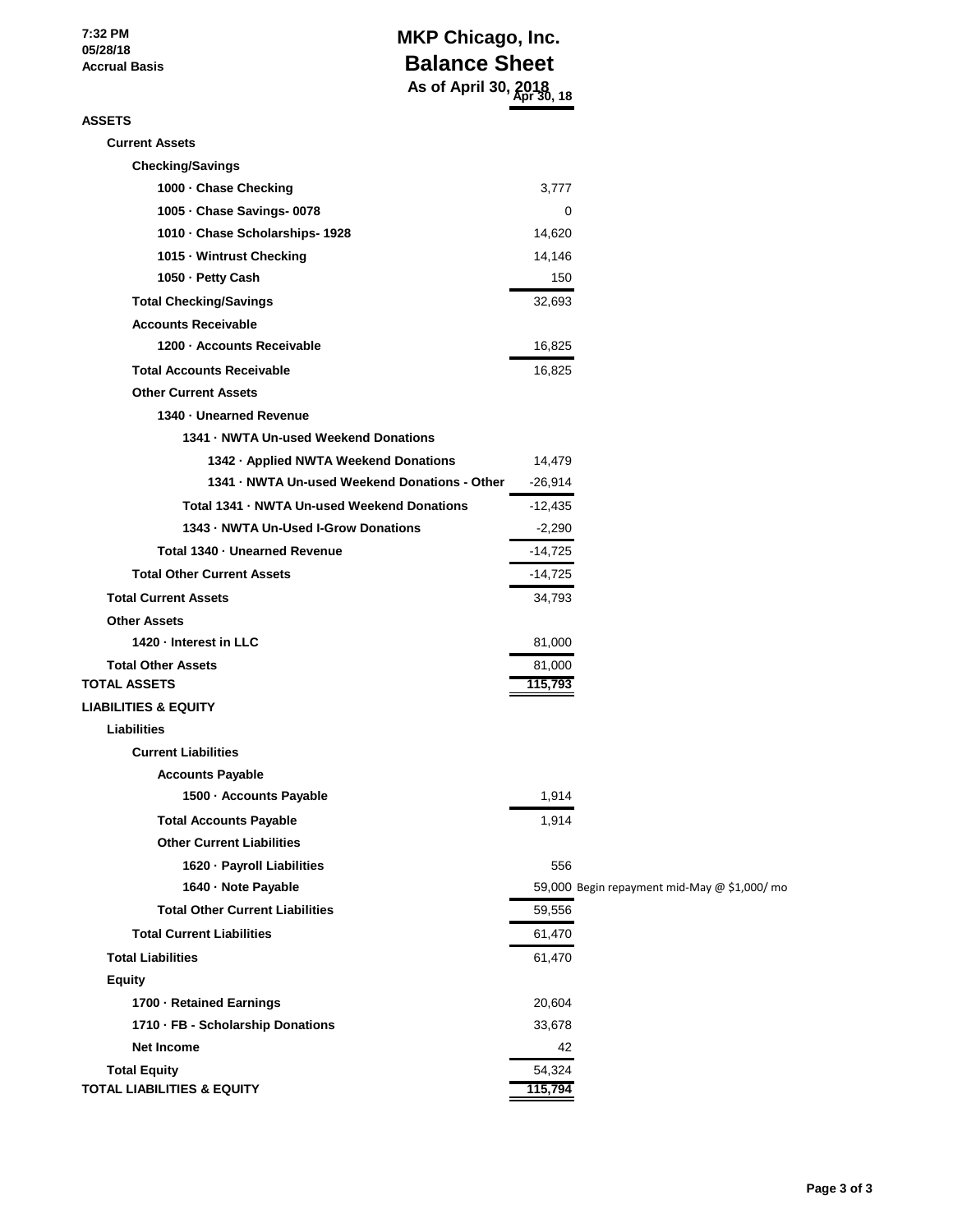7:32 PM
05/28/18
Accrual Basis

# MKP Chicago, Inc.
## Balance Sheet
### As of April 30, 2018

| | Apr 30, 18 | |
|---|---|---|
| **ASSETS** | | |
| **Current Assets** | | |
| **Checking/Savings** | | |
| **1000 · Chase Checking** | 3,777 | |
| **1005 · Chase Savings- 0078** | 0 | |
| **1010 · Chase Scholarships- 1928** | 14,620 | |
| **1015 · Wintrust Checking** | 14,146 | |
| **1050 · Petty Cash** | 150 | |
| **Total Checking/Savings** | 32,693 | |
| **Accounts Receivable** | | |
| **1200 · Accounts Receivable** | 16,825 | |
| **Total Accounts Receivable** | 16,825 | |
| **Other Current Assets** | | |
| **1340 · Unearned Revenue** | | |
| **1341 · NWTA Un-used Weekend Donations** | | |
| **1342 · Applied NWTA Weekend Donations** | 14,479 | |
| **1341 · NWTA Un-used Weekend Donations - Other** | -26,914 | |
| **Total 1341 · NWTA Un-used Weekend Donations** | -12,435 | |
| **1343 · NWTA Un-Used I-Grow Donations** | -2,290 | |
| **Total 1340 · Unearned Revenue** | -14,725 | |
| **Total Other Current Assets** | -14,725 | |
| **Total Current Assets** | 34,793 | |
| **Other Assets** | | |
| **1420 · Interest in LLC** | 81,000 | |
| **Total Other Assets** | 81,000 | |
| **TOTAL ASSETS** | 115,793 | |
| **LIABILITIES & EQUITY** | | |
| **Liabilities** | | |
| **Current Liabilities** | | |
| **Accounts Payable** | | |
| **1500 · Accounts Payable** | 1,914 | |
| **Total Accounts Payable** | 1,914 | |
| **Other Current Liabilities** | | |
| **1620 · Payroll Liabilities** | 556 | |
| **1640 · Note Payable** | 59,000 | Begin repayment mid-May @ $1,000/ mo |
| **Total Other Current Liabilities** | 59,556 | |
| **Total Current Liabilities** | 61,470 | |
| **Total Liabilities** | 61,470 | |
| **Equity** | | |
| **1700 · Retained Earnings** | 20,604 | |
| **1710 · FB - Scholarship Donations** | 33,678 | |
| **Net Income** | 42 | |
| **Total Equity** | 54,324 | |
| **TOTAL LIABILITIES & EQUITY** | 115,794 | |